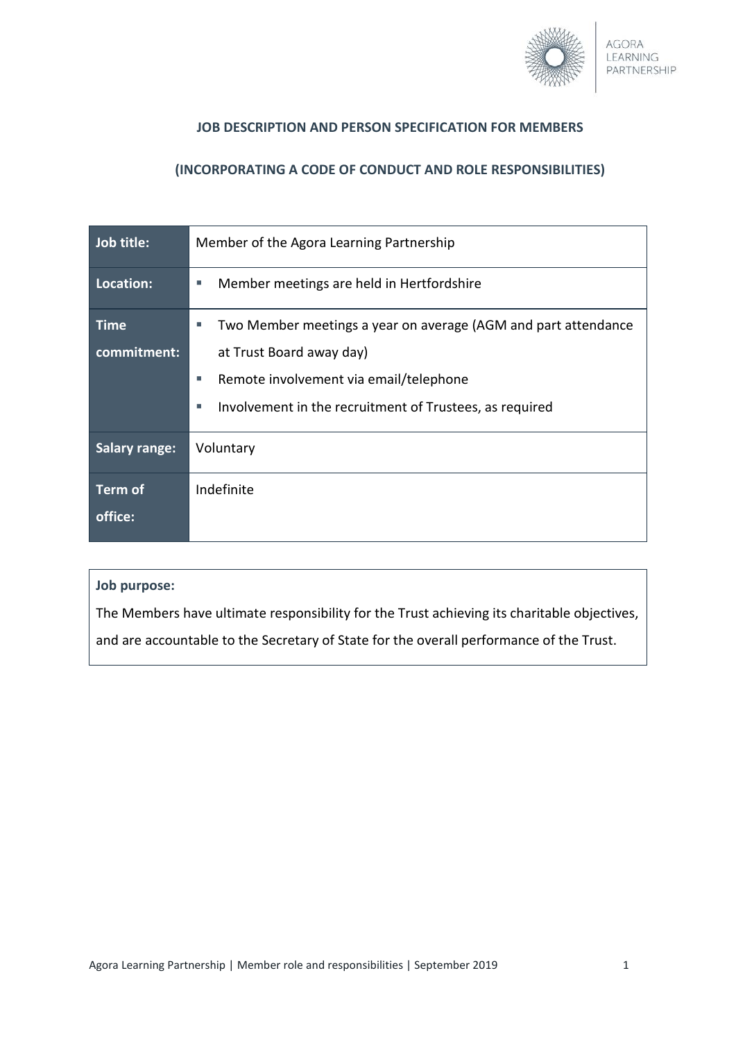# JOB DESCRIPTION AND PERSON SPECIFICATION FOR MEMBERS

## (INCORPORATING A CODE OF CONDUCT AND ROLE RESPONSIBILITIES)

| | |
|---|---|
| **Job title:** | Member of the Agora Learning Partnership |
| **Location:** | ▪ Member meetings are held in Hertfordshire |
| **Time commitment:** | ▪ Two Member meetings a year on average (AGM and part attendance at Trust Board away day)<br>▪ Remote involvement via email/telephone<br>▪ Involvement in the recruitment of Trustees, as required |
| **Salary range:** | Voluntary |
| **Term of office:** | Indefinite |

**Job purpose:**

The Members have ultimate responsibility for the Trust achieving its charitable objectives, and are accountable to the Secretary of State for the overall performance of the Trust.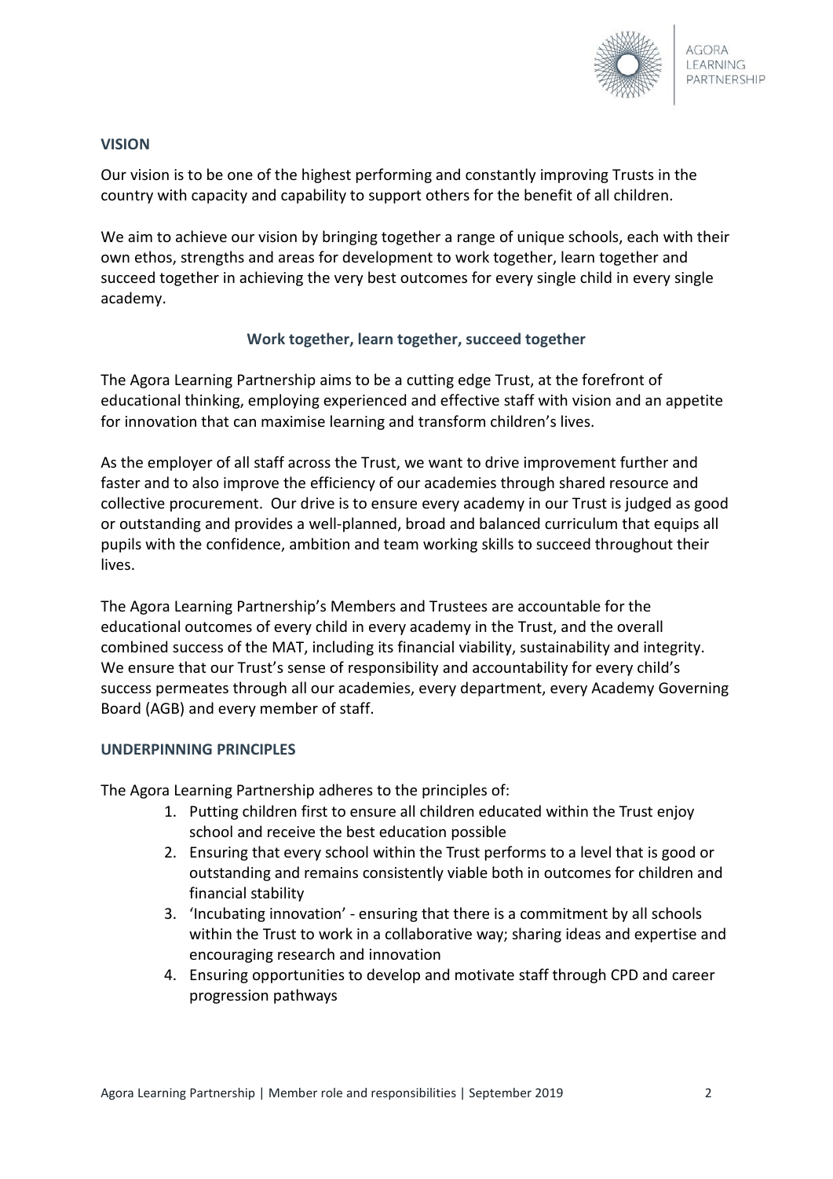## VISION

Our vision is to be one of the highest performing and constantly improving Trusts in the country with capacity and capability to support others for the benefit of all children.

We aim to achieve our vision by bringing together a range of unique schools, each with their own ethos, strengths and areas for development to work together, learn together and succeed together in achieving the very best outcomes for every single child in every single academy.

**Work together, learn together, succeed together**

The Agora Learning Partnership aims to be a cutting edge Trust, at the forefront of educational thinking, employing experienced and effective staff with vision and an appetite for innovation that can maximise learning and transform children's lives.

As the employer of all staff across the Trust, we want to drive improvement further and faster and to also improve the efficiency of our academies through shared resource and collective procurement. Our drive is to ensure every academy in our Trust is judged as good or outstanding and provides a well-planned, broad and balanced curriculum that equips all pupils with the confidence, ambition and team working skills to succeed throughout their lives.

The Agora Learning Partnership's Members and Trustees are accountable for the educational outcomes of every child in every academy in the Trust, and the overall combined success of the MAT, including its financial viability, sustainability and integrity. We ensure that our Trust's sense of responsibility and accountability for every child's success permeates through all our academies, every department, every Academy Governing Board (AGB) and every member of staff.

## UNDERPINNING PRINCIPLES

The Agora Learning Partnership adheres to the principles of:

1. Putting children first to ensure all children educated within the Trust enjoy school and receive the best education possible
2. Ensuring that every school within the Trust performs to a level that is good or outstanding and remains consistently viable both in outcomes for children and financial stability
3. 'Incubating innovation' - ensuring that there is a commitment by all schools within the Trust to work in a collaborative way; sharing ideas and expertise and encouraging research and innovation
4. Ensuring opportunities to develop and motivate staff through CPD and career progression pathways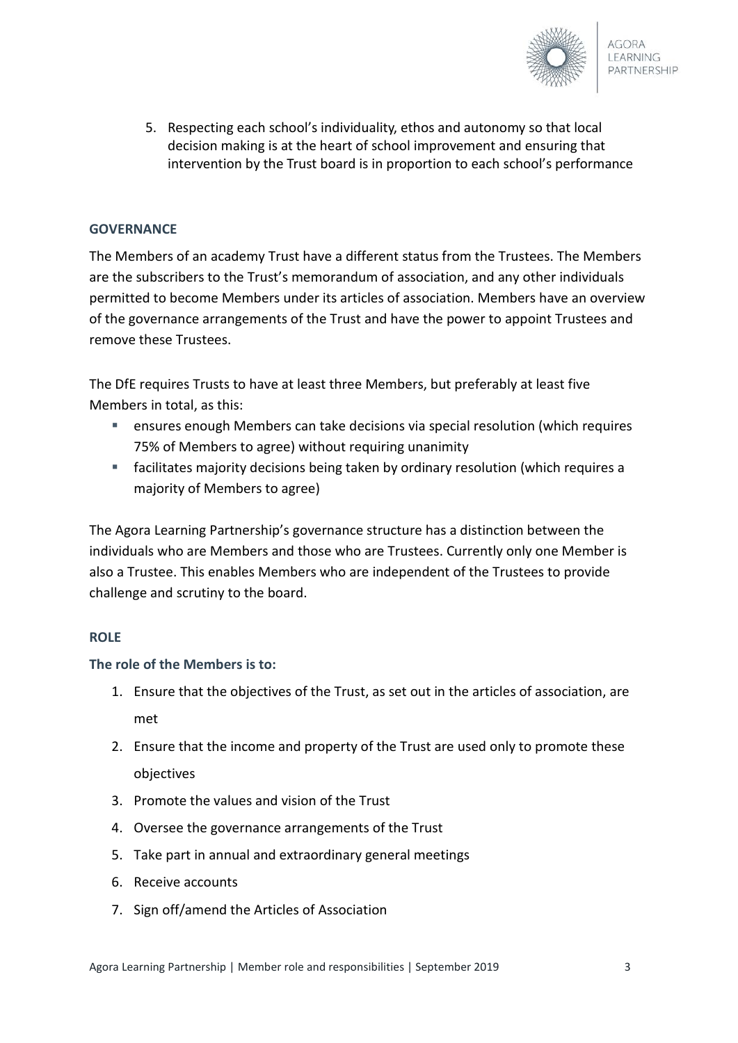5. Respecting each school's individuality, ethos and autonomy so that local decision making is at the heart of school improvement and ensuring that intervention by the Trust board is in proportion to each school's performance

## GOVERNANCE

The Members of an academy Trust have a different status from the Trustees. The Members are the subscribers to the Trust's memorandum of association, and any other individuals permitted to become Members under its articles of association. Members have an overview of the governance arrangements of the Trust and have the power to appoint Trustees and remove these Trustees.

The DfE requires Trusts to have at least three Members, but preferably at least five Members in total, as this:

- ensures enough Members can take decisions via special resolution (which requires 75% of Members to agree) without requiring unanimity
- facilitates majority decisions being taken by ordinary resolution (which requires a majority of Members to agree)

The Agora Learning Partnership's governance structure has a distinction between the individuals who are Members and those who are Trustees. Currently only one Member is also a Trustee. This enables Members who are independent of the Trustees to provide challenge and scrutiny to the board.

## ROLE

### The role of the Members is to:

1. Ensure that the objectives of the Trust, as set out in the articles of association, are met
2. Ensure that the income and property of the Trust are used only to promote these objectives
3. Promote the values and vision of the Trust
4. Oversee the governance arrangements of the Trust
5. Take part in annual and extraordinary general meetings
6. Receive accounts
7. Sign off/amend the Articles of Association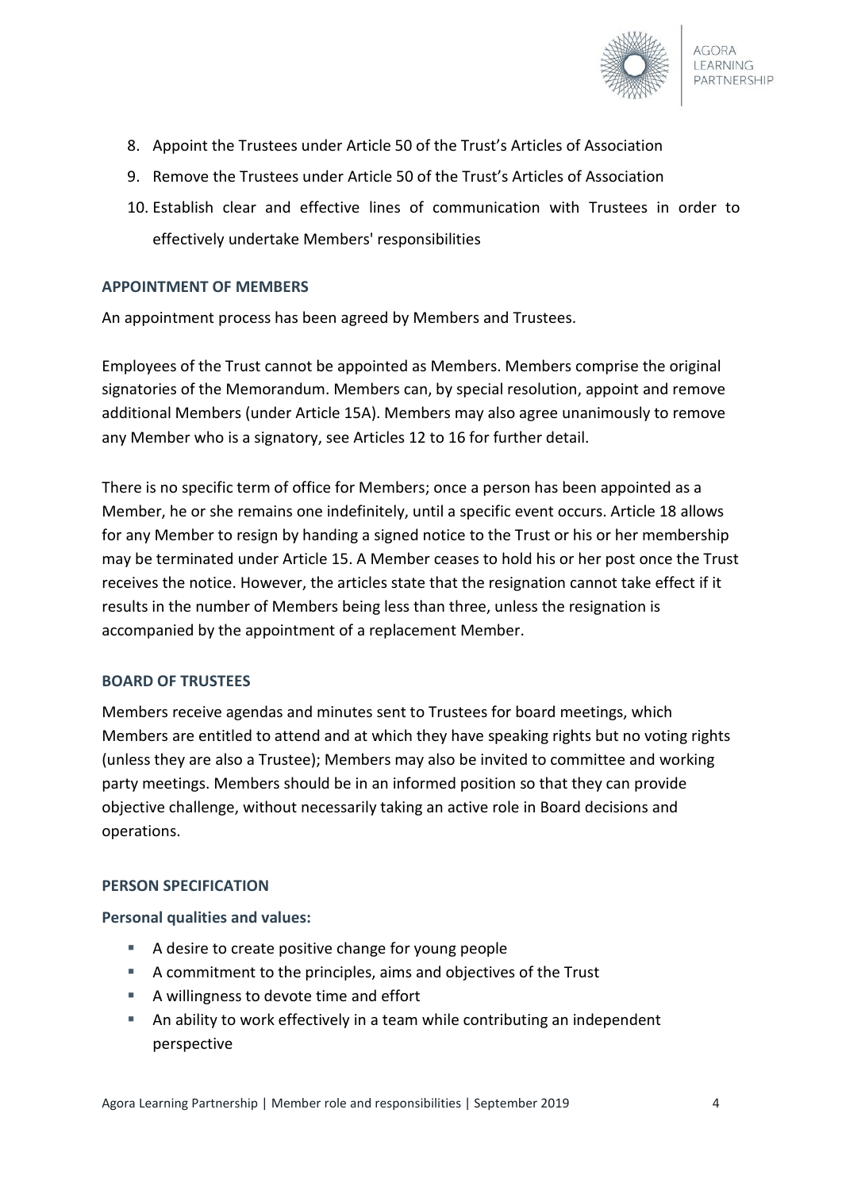8. Appoint the Trustees under Article 50 of the Trust's Articles of Association
9. Remove the Trustees under Article 50 of the Trust's Articles of Association
10. Establish clear and effective lines of communication with Trustees in order to effectively undertake Members' responsibilities

## APPOINTMENT OF MEMBERS

An appointment process has been agreed by Members and Trustees.

Employees of the Trust cannot be appointed as Members. Members comprise the original signatories of the Memorandum. Members can, by special resolution, appoint and remove additional Members (under Article 15A). Members may also agree unanimously to remove any Member who is a signatory, see Articles 12 to 16 for further detail.

There is no specific term of office for Members; once a person has been appointed as a Member, he or she remains one indefinitely, until a specific event occurs. Article 18 allows for any Member to resign by handing a signed notice to the Trust or his or her membership may be terminated under Article 15. A Member ceases to hold his or her post once the Trust receives the notice. However, the articles state that the resignation cannot take effect if it results in the number of Members being less than three, unless the resignation is accompanied by the appointment of a replacement Member.

## BOARD OF TRUSTEES

Members receive agendas and minutes sent to Trustees for board meetings, which Members are entitled to attend and at which they have speaking rights but no voting rights (unless they are also a Trustee); Members may also be invited to committee and working party meetings. Members should be in an informed position so that they can provide objective challenge, without necessarily taking an active role in Board decisions and operations.

## PERSON SPECIFICATION

### Personal qualities and values:

- A desire to create positive change for young people
- A commitment to the principles, aims and objectives of the Trust
- A willingness to devote time and effort
- An ability to work effectively in a team while contributing an independent perspective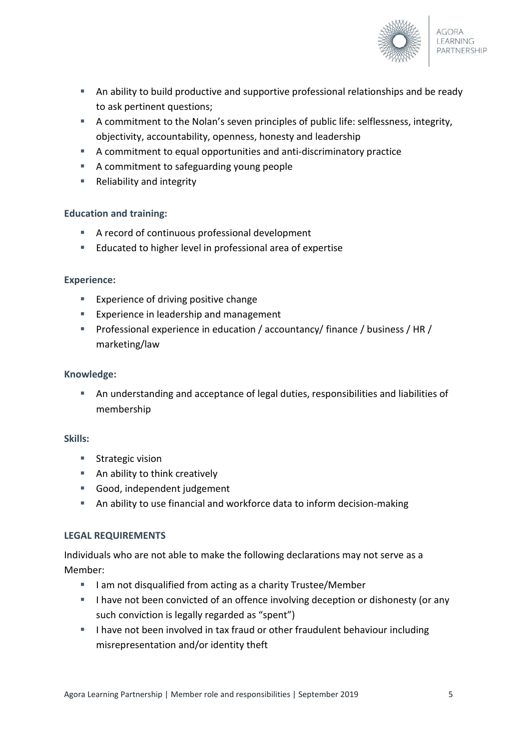- An ability to build productive and supportive professional relationships and be ready to ask pertinent questions;
- A commitment to the Nolan's seven principles of public life: selflessness, integrity, objectivity, accountability, openness, honesty and leadership
- A commitment to equal opportunities and anti-discriminatory practice
- A commitment to safeguarding young people
- Reliability and integrity

### Education and training:

- A record of continuous professional development
- Educated to higher level in professional area of expertise

### Experience:

- Experience of driving positive change
- Experience in leadership and management
- Professional experience in education / accountancy/ finance / business / HR / marketing/law

### Knowledge:

- An understanding and acceptance of legal duties, responsibilities and liabilities of membership

### Skills:

- Strategic vision
- An ability to think creatively
- Good, independent judgement
- An ability to use financial and workforce data to inform decision-making

### LEGAL REQUIREMENTS

Individuals who are not able to make the following declarations may not serve as a Member:

- I am not disqualified from acting as a charity Trustee/Member
- I have not been convicted of an offence involving deception or dishonesty (or any such conviction is legally regarded as "spent")
- I have not been involved in tax fraud or other fraudulent behaviour including misrepresentation and/or identity theft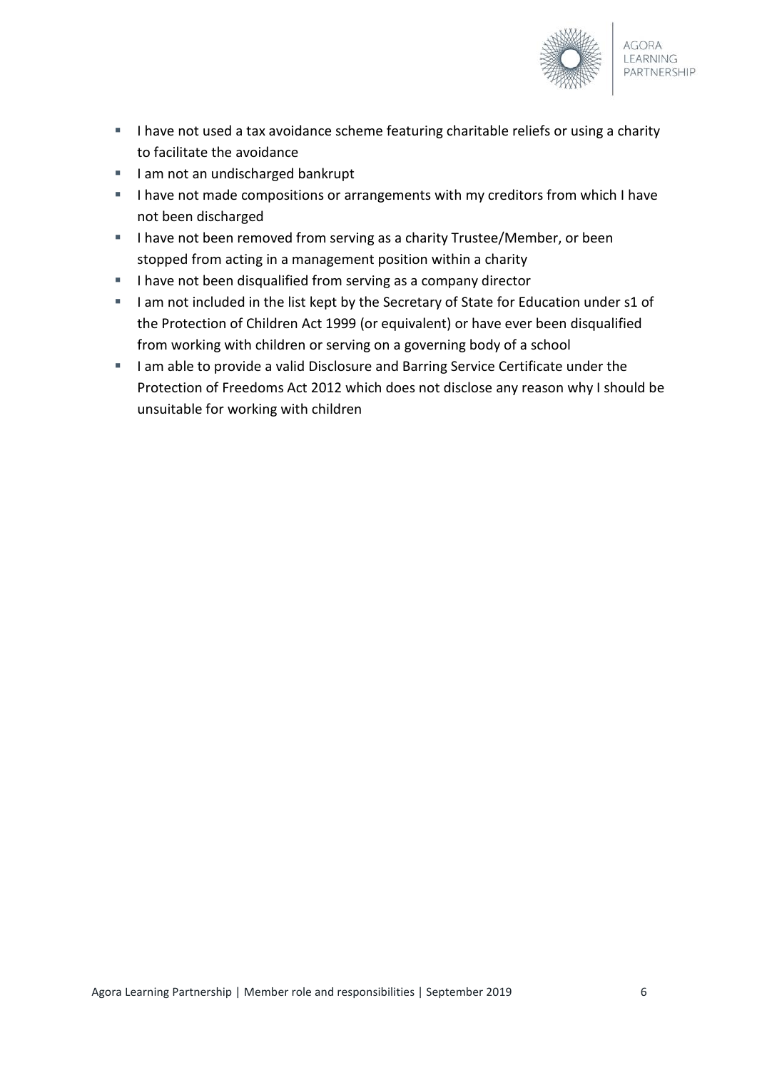- I have not used a tax avoidance scheme featuring charitable reliefs or using a charity to facilitate the avoidance
- I am not an undischarged bankrupt
- I have not made compositions or arrangements with my creditors from which I have not been discharged
- I have not been removed from serving as a charity Trustee/Member, or been stopped from acting in a management position within a charity
- I have not been disqualified from serving as a company director
- I am not included in the list kept by the Secretary of State for Education under s1 of the Protection of Children Act 1999 (or equivalent) or have ever been disqualified from working with children or serving on a governing body of a school
- I am able to provide a valid Disclosure and Barring Service Certificate under the Protection of Freedoms Act 2012 which does not disclose any reason why I should be unsuitable for working with children